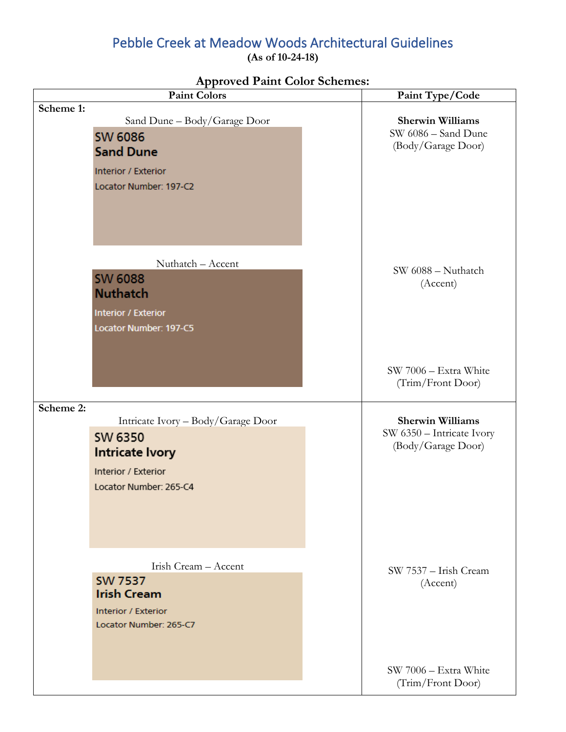# Pebble Creek at Meadow Woods Architectural Guidelines

**(As of 10-24-18)**

## Approved Paint Color Schemes:

| Paint Colors | Paint Type/Code |
|---|---|
| **Scheme 1:** | |
| Sand Dune – Body/Garage Door<br>SW 6086<br>**Sand Dune**<br>Interior / Exterior<br>Locator Number: 197-C2 | **Sherwin Williams**<br>SW 6086 – Sand Dune (Body/Garage Door) |
| Nuthatch – Accent<br>SW 6088<br>**Nuthatch**<br>Interior / Exterior<br>Locator Number: 197-C5 | SW 6088 – Nuthatch (Accent)<br><br>SW 7006 – Extra White (Trim/Front Door) |
| **Scheme 2:** | |
| Intricate Ivory – Body/Garage Door<br>SW 6350<br>**Intricate Ivory**<br>Interior / Exterior<br>Locator Number: 265-C4 | **Sherwin Williams**<br>SW 6350 – Intricate Ivory (Body/Garage Door) |
| Irish Cream – Accent<br>SW 7537<br>**Irish Cream**<br>Interior / Exterior<br>Locator Number: 265-C7 | SW 7537 – Irish Cream (Accent)<br><br>SW 7006 – Extra White (Trim/Front Door) |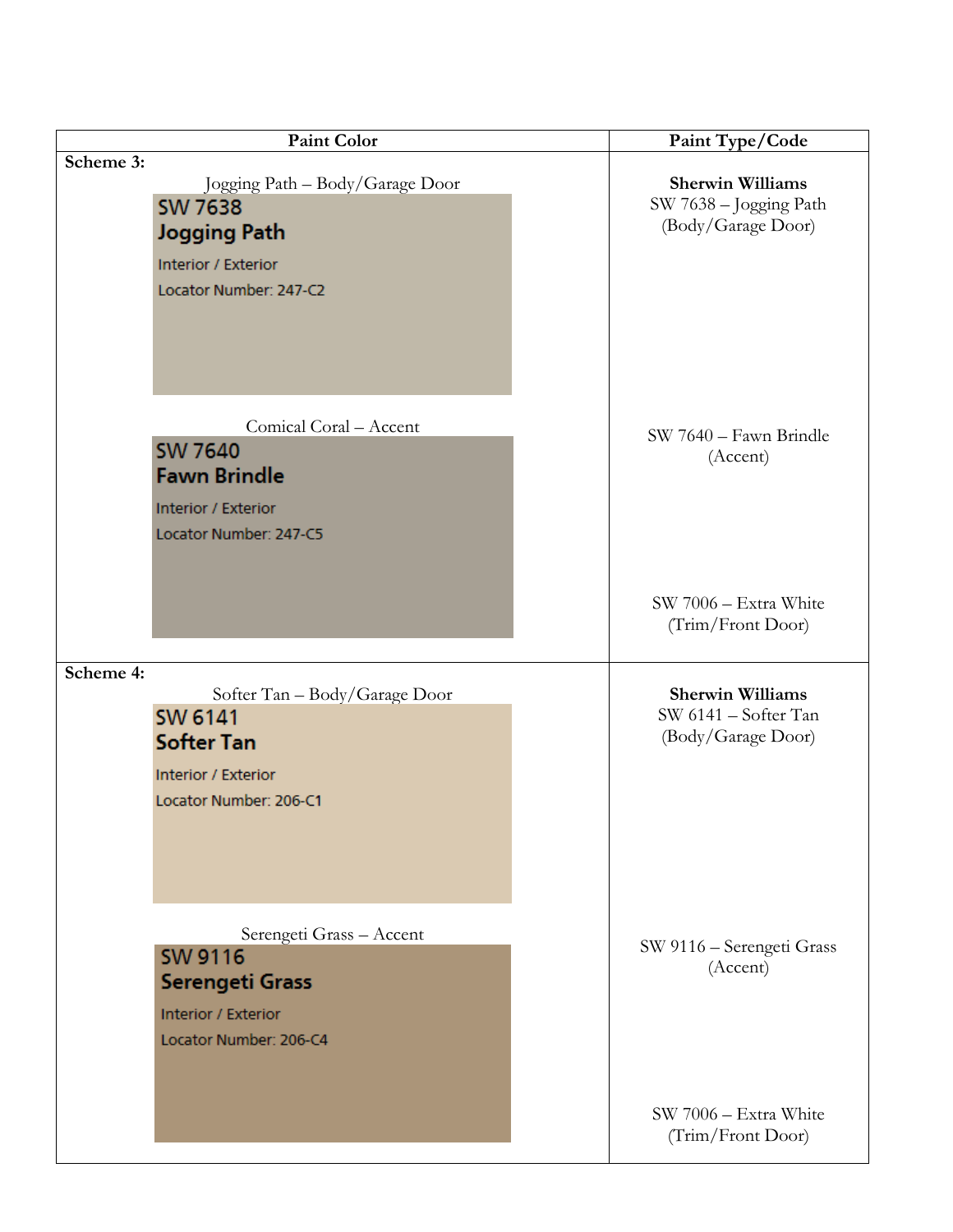| Paint Color | Paint Type/Code |
|---|---|
| **Scheme 3:** | |
| Jogging Path – Body/Garage Door<br>SW 7638<br>Jogging Path<br>Interior / Exterior<br>Locator Number: 247-C2 | **Sherwin Williams**<br>SW 7638 – Jogging Path<br>(Body/Garage Door) |
| Comical Coral – Accent<br>SW 7640<br>Fawn Brindle<br>Interior / Exterior<br>Locator Number: 247-C5 | SW 7640 – Fawn Brindle<br>(Accent)<br><br>SW 7006 – Extra White<br>(Trim/Front Door) |
| **Scheme 4:** | |
| Softer Tan – Body/Garage Door<br>SW 6141<br>Softer Tan<br>Interior / Exterior<br>Locator Number: 206-C1 | **Sherwin Williams**<br>SW 6141 – Softer Tan<br>(Body/Garage Door) |
| Serengeti Grass – Accent<br>SW 9116<br>Serengeti Grass<br>Interior / Exterior<br>Locator Number: 206-C4 | SW 9116 – Serengeti Grass<br>(Accent)<br><br>SW 7006 – Extra White<br>(Trim/Front Door) |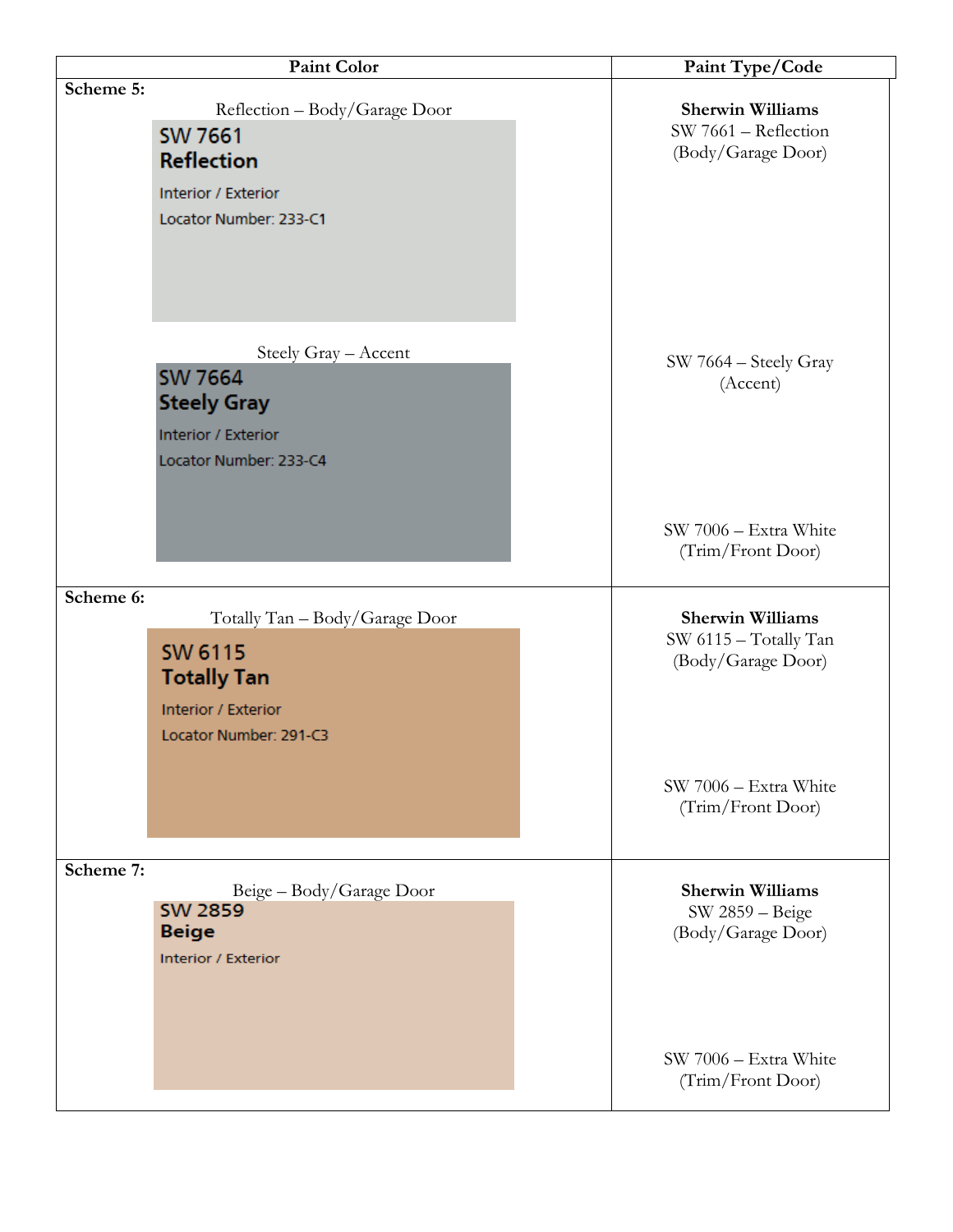| Paint Color | Paint Type/Code |
|---|---|
| **Scheme 5:**<br>Reflection – Body/Garage Door<br>SW 7661<br>**Reflection**<br>Interior / Exterior<br>Locator Number: 233-C1<br><br>Steely Gray – Accent<br>SW 7664<br>**Steely Gray**<br>Interior / Exterior<br>Locator Number: 233-C4 | **Sherwin Williams**<br>SW 7661 – Reflection (Body/Garage Door)<br><br>SW 7664 – Steely Gray (Accent)<br><br>SW 7006 – Extra White (Trim/Front Door) |
| **Scheme 6:**<br>Totally Tan – Body/Garage Door<br>SW 6115<br>**Totally Tan**<br>Interior / Exterior<br>Locator Number: 291-C3 | **Sherwin Williams**<br>SW 6115 – Totally Tan (Body/Garage Door)<br><br>SW 7006 – Extra White (Trim/Front Door) |
| **Scheme 7:**<br>Beige – Body/Garage Door<br>SW 2859<br>**Beige**<br>Interior / Exterior | **Sherwin Williams**<br>SW 2859 – Beige (Body/Garage Door)<br><br>SW 7006 – Extra White (Trim/Front Door) |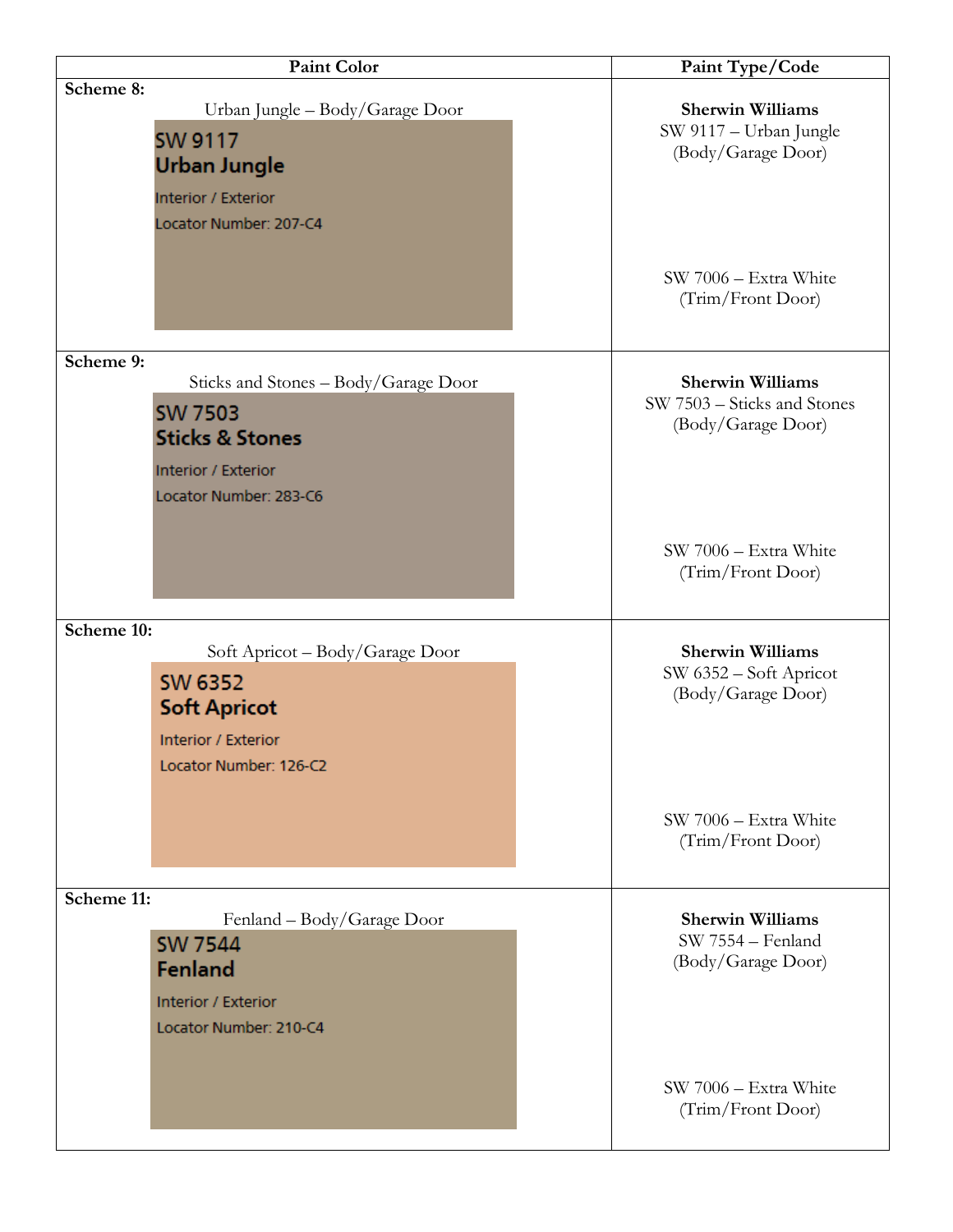| Paint Color | Paint Type/Code |
|---|---|
| **Scheme 8:**<br>Urban Jungle – Body/Garage Door<br>**SW 9117**<br>**Urban Jungle**<br>Interior / Exterior<br>Locator Number: 207-C4 | **Sherwin Williams**<br>SW 9117 – Urban Jungle<br>(Body/Garage Door)<br><br>SW 7006 – Extra White<br>(Trim/Front Door) |
| **Scheme 9:**<br>Sticks and Stones – Body/Garage Door<br>**SW 7503**<br>**Sticks & Stones**<br>Interior / Exterior<br>Locator Number: 283-C6 | **Sherwin Williams**<br>SW 7503 – Sticks and Stones<br>(Body/Garage Door)<br><br>SW 7006 – Extra White<br>(Trim/Front Door) |
| **Scheme 10:**<br>Soft Apricot – Body/Garage Door<br>**SW 6352**<br>**Soft Apricot**<br>Interior / Exterior<br>Locator Number: 126-C2 | **Sherwin Williams**<br>SW 6352 – Soft Apricot<br>(Body/Garage Door)<br><br>SW 7006 – Extra White<br>(Trim/Front Door) |
| **Scheme 11:**<br>Fenland – Body/Garage Door<br>**SW 7544**<br>**Fenland**<br>Interior / Exterior<br>Locator Number: 210-C4 | **Sherwin Williams**<br>SW 7554 – Fenland<br>(Body/Garage Door)<br><br>SW 7006 – Extra White<br>(Trim/Front Door) |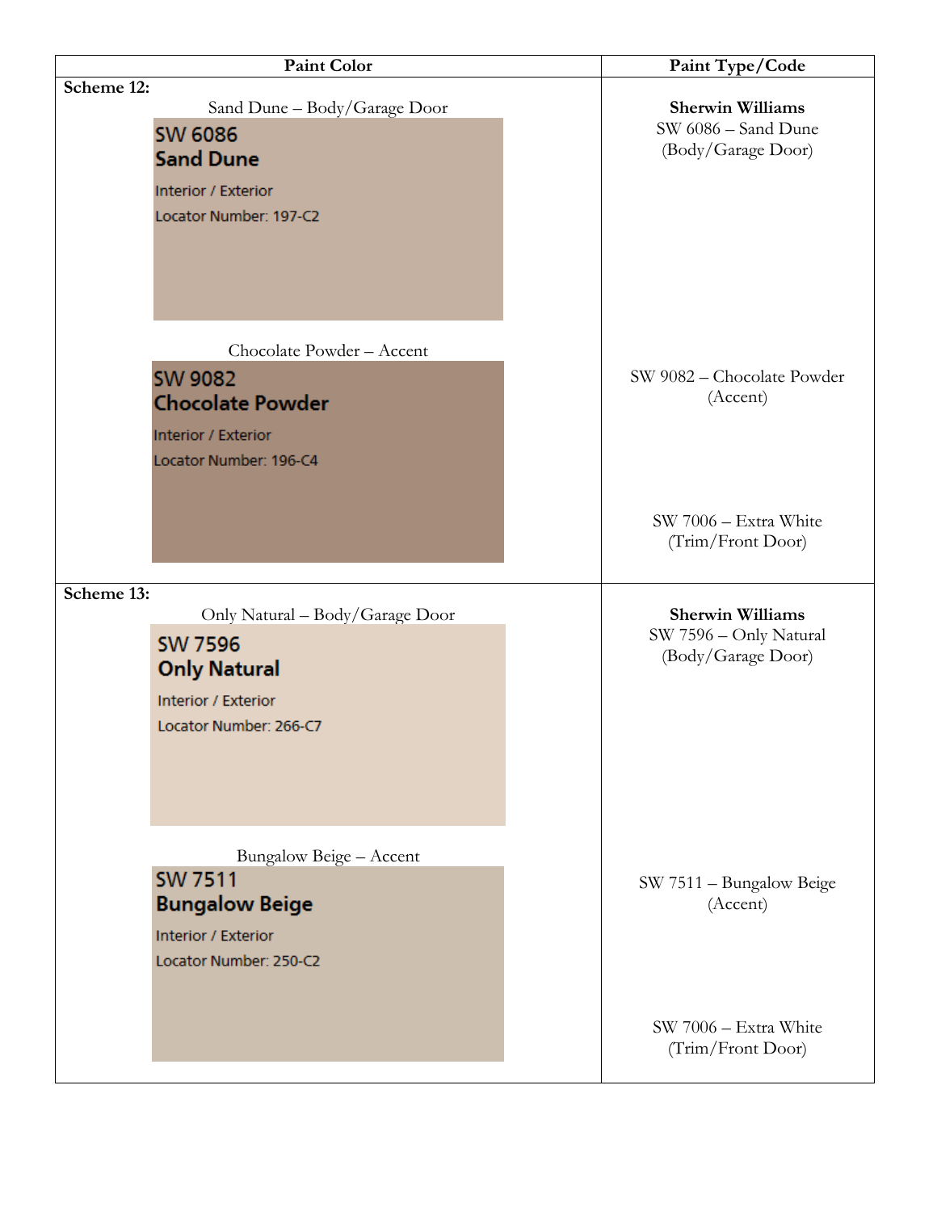| Paint Color | Paint Type/Code |
| --- | --- |
| **Scheme 12:**<br>Sand Dune – Body/Garage Door<br>**SW 6086**<br>**Sand Dune**<br>Interior / Exterior<br>Locator Number: 197-C2<br><br>Chocolate Powder – Accent<br>**SW 9082**<br>**Chocolate Powder**<br>Interior / Exterior<br>Locator Number: 196-C4 | **Sherwin Williams**<br>SW 6086 – Sand Dune (Body/Garage Door)<br><br>SW 9082 – Chocolate Powder (Accent)<br><br>SW 7006 – Extra White (Trim/Front Door) |
| **Scheme 13:**<br>Only Natural – Body/Garage Door<br>**SW 7596**<br>**Only Natural**<br>Interior / Exterior<br>Locator Number: 266-C7<br><br>Bungalow Beige – Accent<br>**SW 7511**<br>**Bungalow Beige**<br>Interior / Exterior<br>Locator Number: 250-C2 | **Sherwin Williams**<br>SW 7596 – Only Natural (Body/Garage Door)<br><br>SW 7511 – Bungalow Beige (Accent)<br><br>SW 7006 – Extra White (Trim/Front Door) |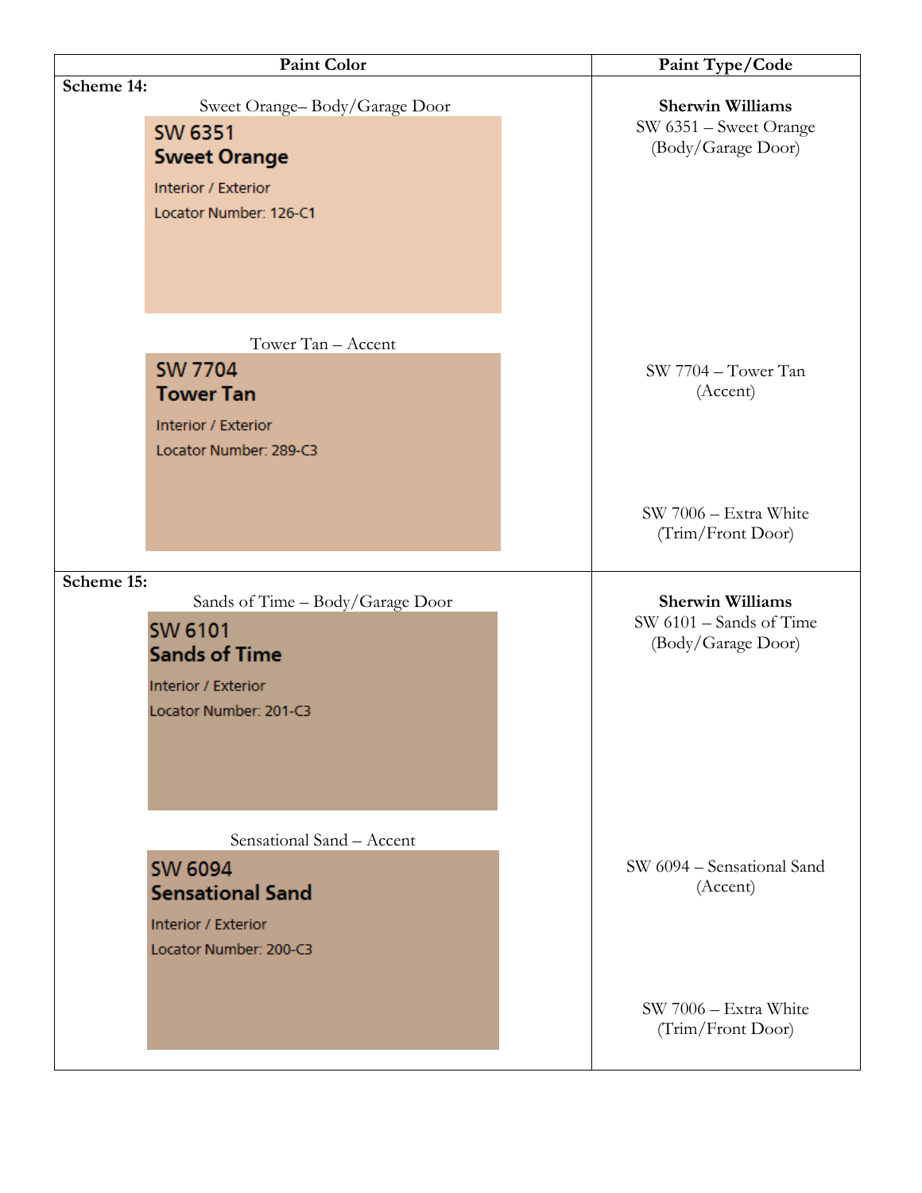| Paint Color | Paint Type/Code |
|---|---|
| **Scheme 14:** | |
| Sweet Orange– Body/Garage Door<br>SW 6351<br>**Sweet Orange**<br>Interior / Exterior<br>Locator Number: 126-C1 | **Sherwin Williams**<br>SW 6351 – Sweet Orange (Body/Garage Door) |
| Tower Tan – Accent<br>SW 7704<br>**Tower Tan**<br>Interior / Exterior<br>Locator Number: 289-C3 | SW 7704 – Tower Tan (Accent)<br><br>SW 7006 – Extra White (Trim/Front Door) |
| **Scheme 15:** | |
| Sands of Time – Body/Garage Door<br>SW 6101<br>**Sands of Time**<br>Interior / Exterior<br>Locator Number: 201-C3 | **Sherwin Williams**<br>SW 6101 – Sands of Time (Body/Garage Door) |
| Sensational Sand – Accent<br>SW 6094<br>**Sensational Sand**<br>Interior / Exterior<br>Locator Number: 200-C3 | SW 6094 – Sensational Sand (Accent)<br><br>SW 7006 – Extra White (Trim/Front Door) |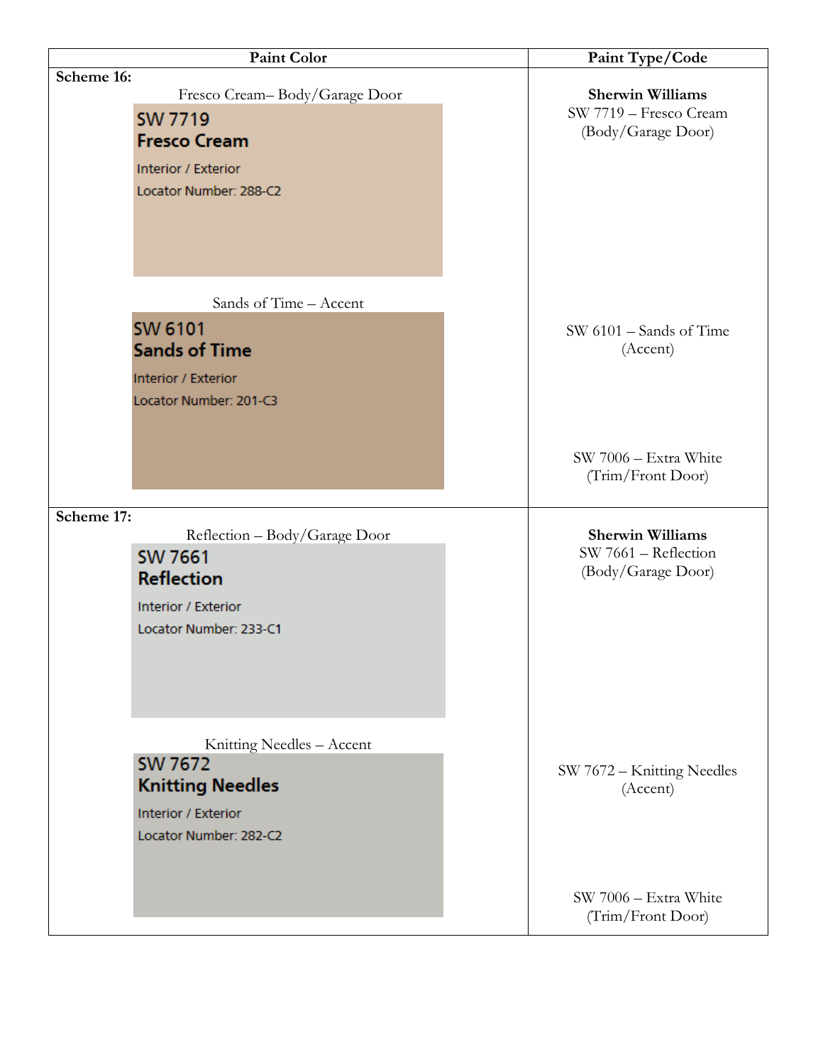| Paint Color | Paint Type/Code |
|---|---|
| **Scheme 16:**<br>Fresco Cream– Body/Garage Door<br>**SW 7719**<br>**Fresco Cream**<br>Interior / Exterior<br>Locator Number: 288-C2 | **Sherwin Williams**<br>SW 7719 – Fresco Cream<br>(Body/Garage Door) |
| Sands of Time – Accent<br>**SW 6101**<br>**Sands of Time**<br>Interior / Exterior<br>Locator Number: 201-C3 | SW 6101 – Sands of Time<br>(Accent)<br><br>SW 7006 – Extra White<br>(Trim/Front Door) |
| **Scheme 17:**<br>Reflection – Body/Garage Door<br>**SW 7661**<br>**Reflection**<br>Interior / Exterior<br>Locator Number: 233-C1 | **Sherwin Williams**<br>SW 7661 – Reflection<br>(Body/Garage Door) |
| Knitting Needles – Accent<br>**SW 7672**<br>**Knitting Needles**<br>Interior / Exterior<br>Locator Number: 282-C2 | SW 7672 – Knitting Needles<br>(Accent)<br><br>SW 7006 – Extra White<br>(Trim/Front Door) |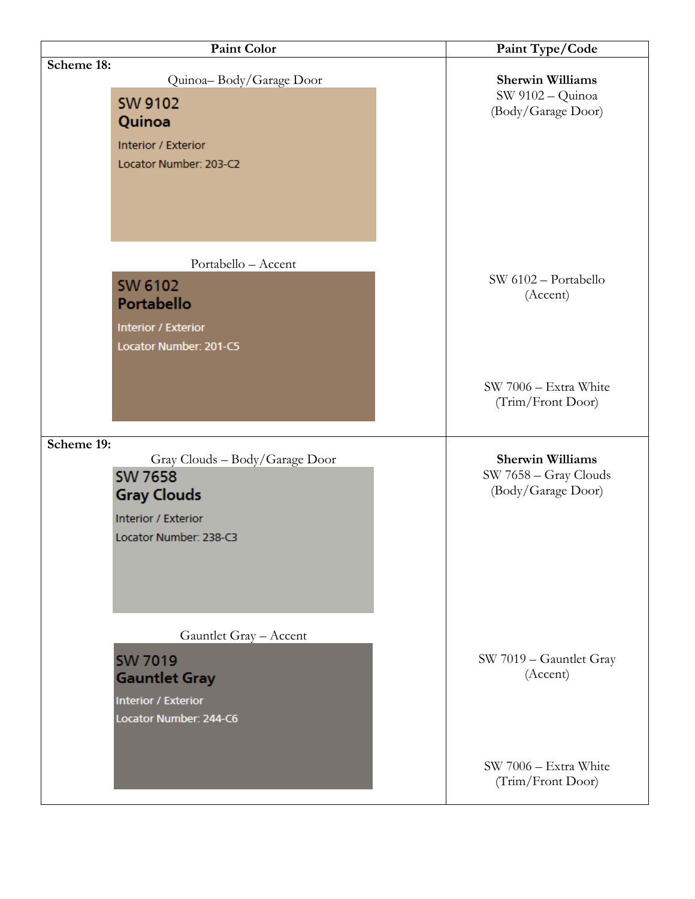| Paint Color | Paint Type/Code |
|---|---|
| **Scheme 18:**<br>Quinoa– Body/Garage Door<br>SW 9102<br>**Quinoa**<br>Interior / Exterior<br>Locator Number: 203-C2 | **Sherwin Williams**<br>SW 9102 – Quinoa<br>(Body/Garage Door) |
| Portabello – Accent<br>SW 6102<br>**Portabello**<br>Interior / Exterior<br>Locator Number: 201-C5 | SW 6102 – Portabello<br>(Accent)<br><br>SW 7006 – Extra White<br>(Trim/Front Door) |
| **Scheme 19:**<br>Gray Clouds – Body/Garage Door<br>SW 7658<br>**Gray Clouds**<br>Interior / Exterior<br>Locator Number: 238-C3 | **Sherwin Williams**<br>SW 7658 – Gray Clouds<br>(Body/Garage Door) |
| Gauntlet Gray – Accent<br>SW 7019<br>**Gauntlet Gray**<br>Interior / Exterior<br>Locator Number: 244-C6 | SW 7019 – Gauntlet Gray<br>(Accent)<br><br>SW 7006 – Extra White<br>(Trim/Front Door) |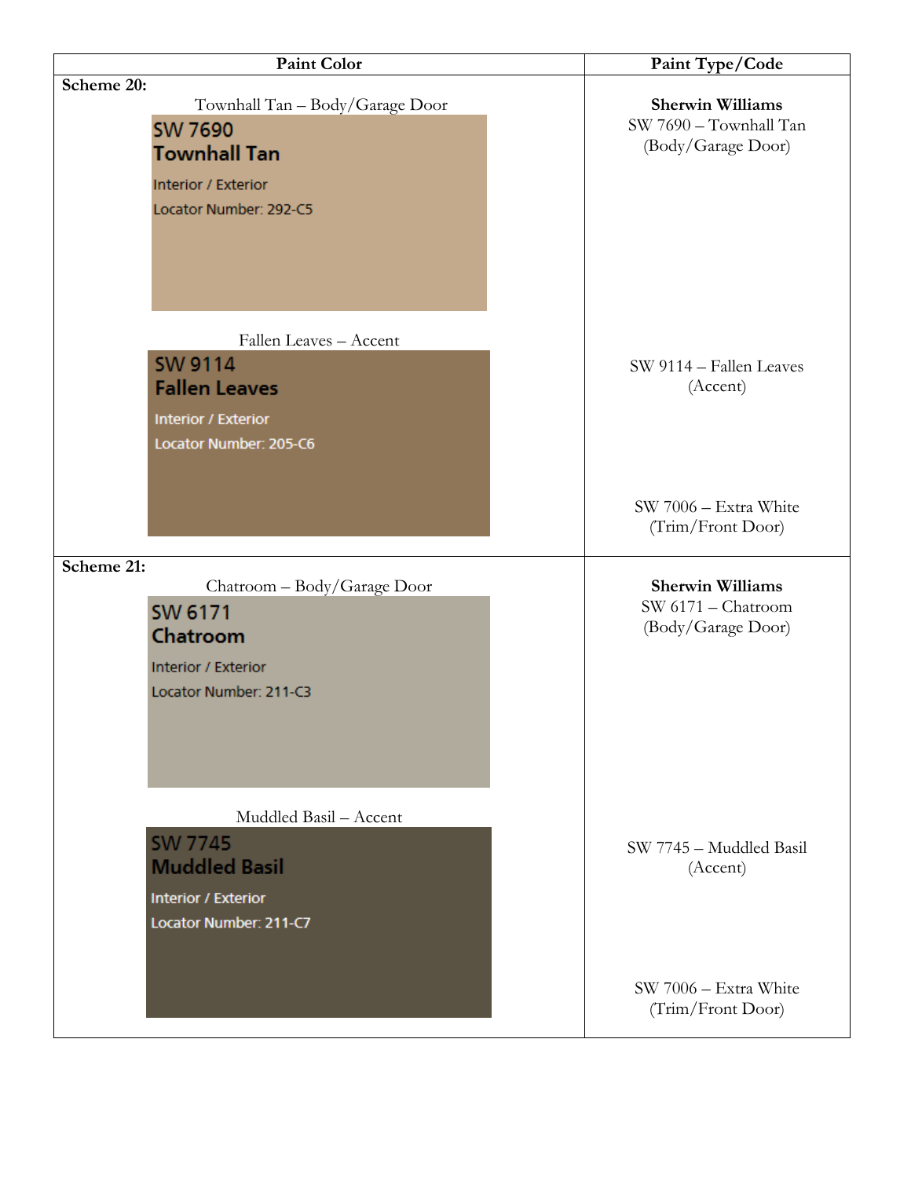| Paint Color | Paint Type/Code |
| --- | --- |
| **Scheme 20:**<br>Townhall Tan – Body/Garage Door<br>SW 7690<br>**Townhall Tan**<br>Interior / Exterior<br>Locator Number: 292-C5<br><br>Fallen Leaves – Accent<br>SW 9114<br>**Fallen Leaves**<br>Interior / Exterior<br>Locator Number: 205-C6 | **Sherwin Williams**<br>SW 7690 – Townhall Tan (Body/Garage Door)<br><br>SW 9114 – Fallen Leaves (Accent)<br><br>SW 7006 – Extra White (Trim/Front Door) |
| **Scheme 21:**<br>Chatroom – Body/Garage Door<br>SW 6171<br>**Chatroom**<br>Interior / Exterior<br>Locator Number: 211-C3<br><br>Muddled Basil – Accent<br>SW 7745<br>**Muddled Basil**<br>Interior / Exterior<br>Locator Number: 211-C7 | **Sherwin Williams**<br>SW 6171 – Chatroom (Body/Garage Door)<br><br>SW 7745 – Muddled Basil (Accent)<br><br>SW 7006 – Extra White (Trim/Front Door) |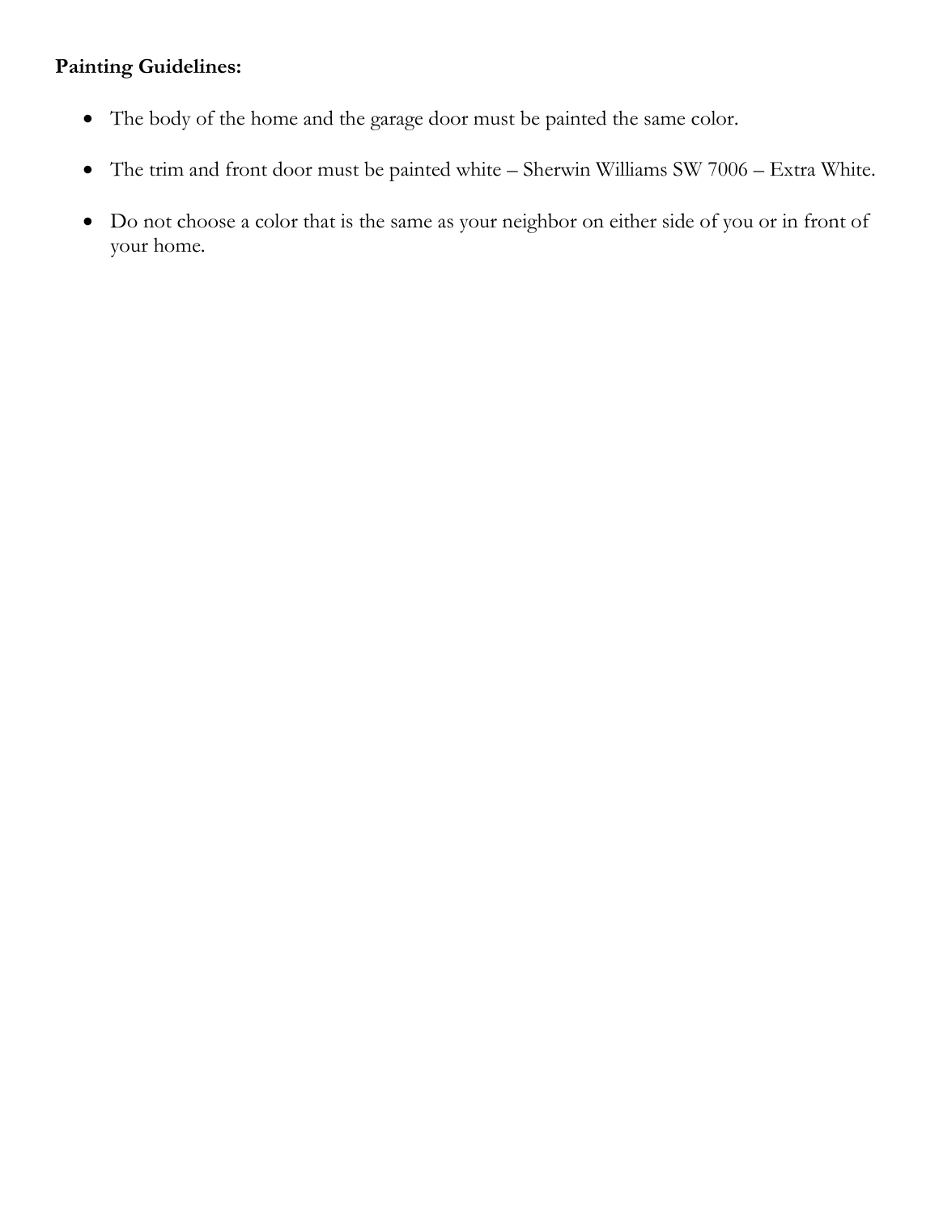**Painting Guidelines:**

- The body of the home and the garage door must be painted the same color.
- The trim and front door must be painted white – Sherwin Williams SW 7006 – Extra White.
- Do not choose a color that is the same as your neighbor on either side of you or in front of your home.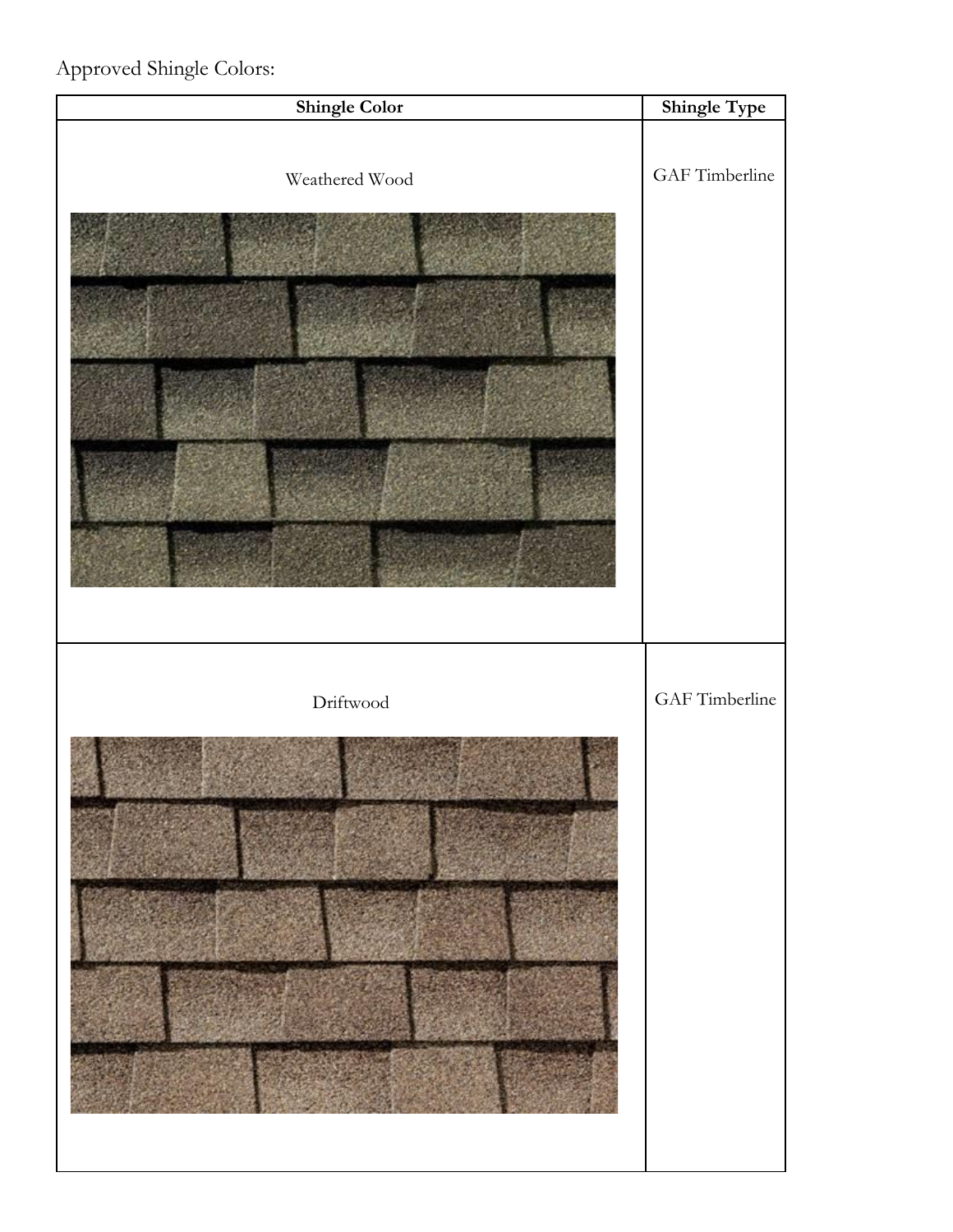Approved Shingle Colors:

| Shingle Color | Shingle Type |
|---|---|
| Weathered Wood | GAF Timberline |
| Driftwood | GAF Timberline |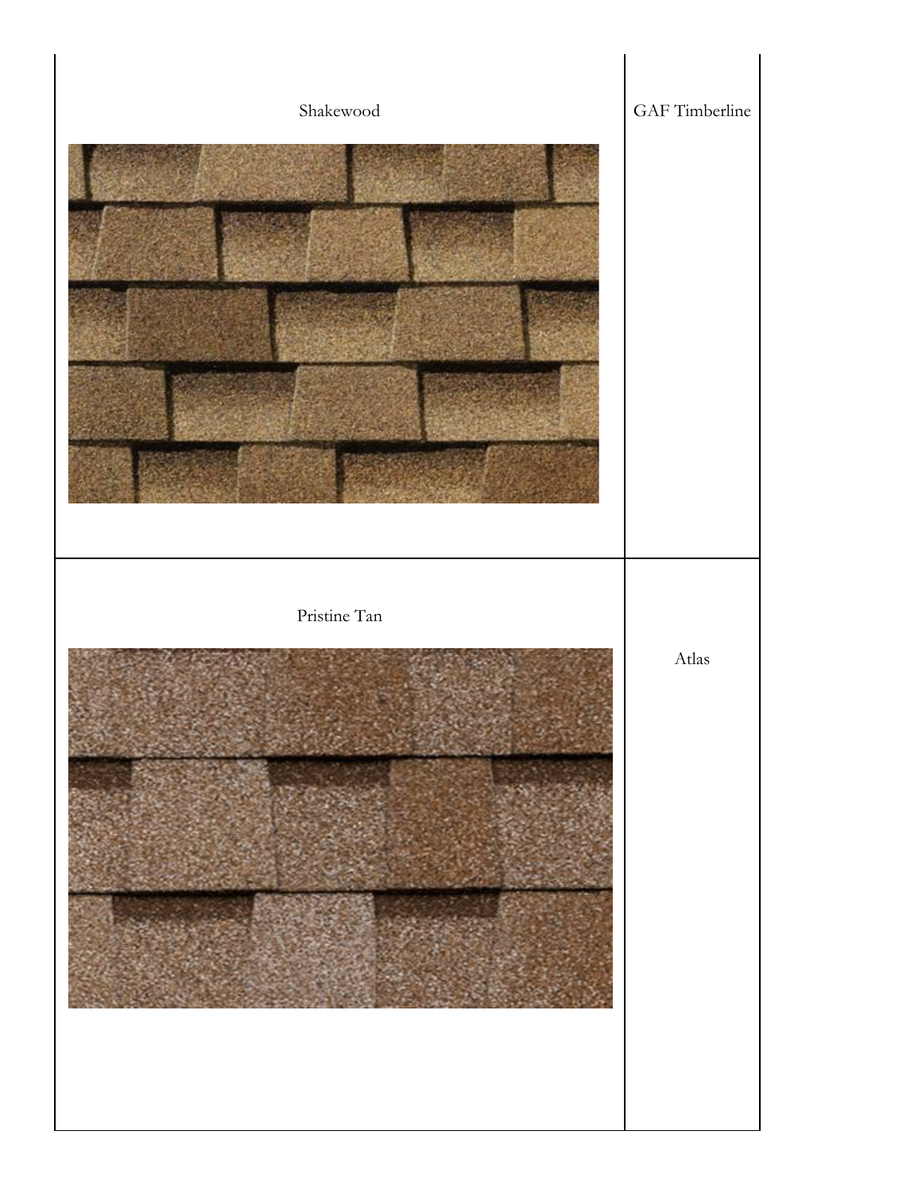| | |
|---|---|
| Shakewood | GAF Timberline |
| Pristine Tan | Atlas |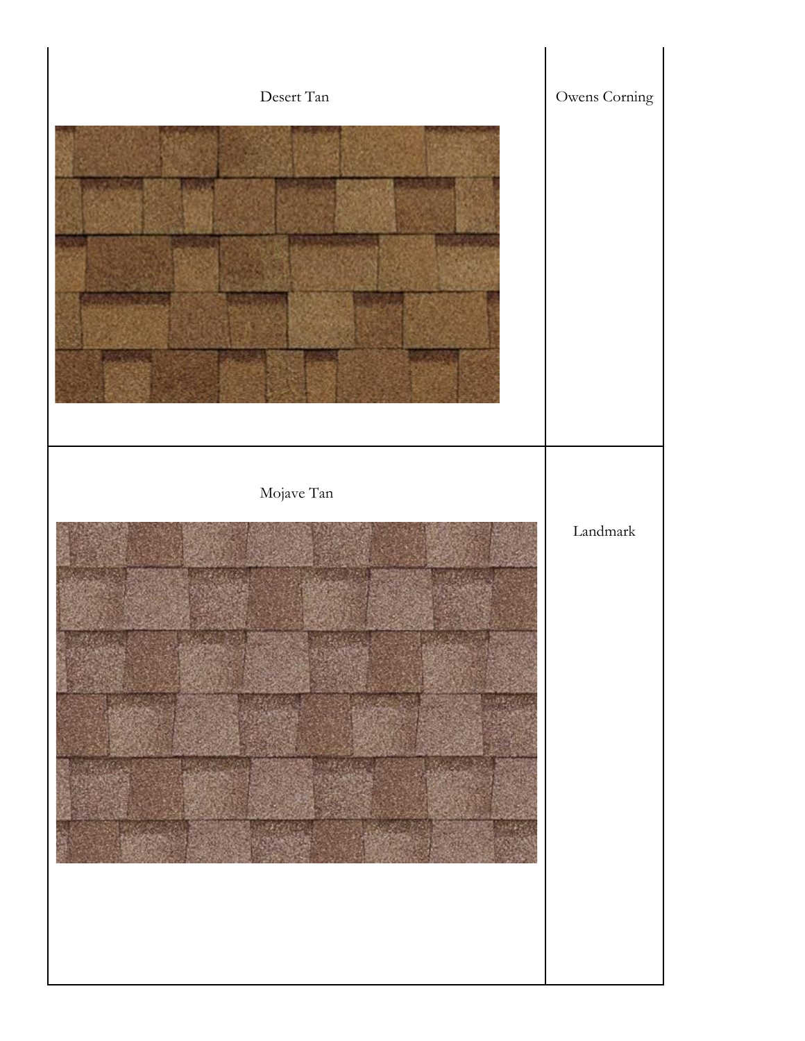| Desert Tan | Owens Corning |
|---|---|
| Mojave Tan | Landmark |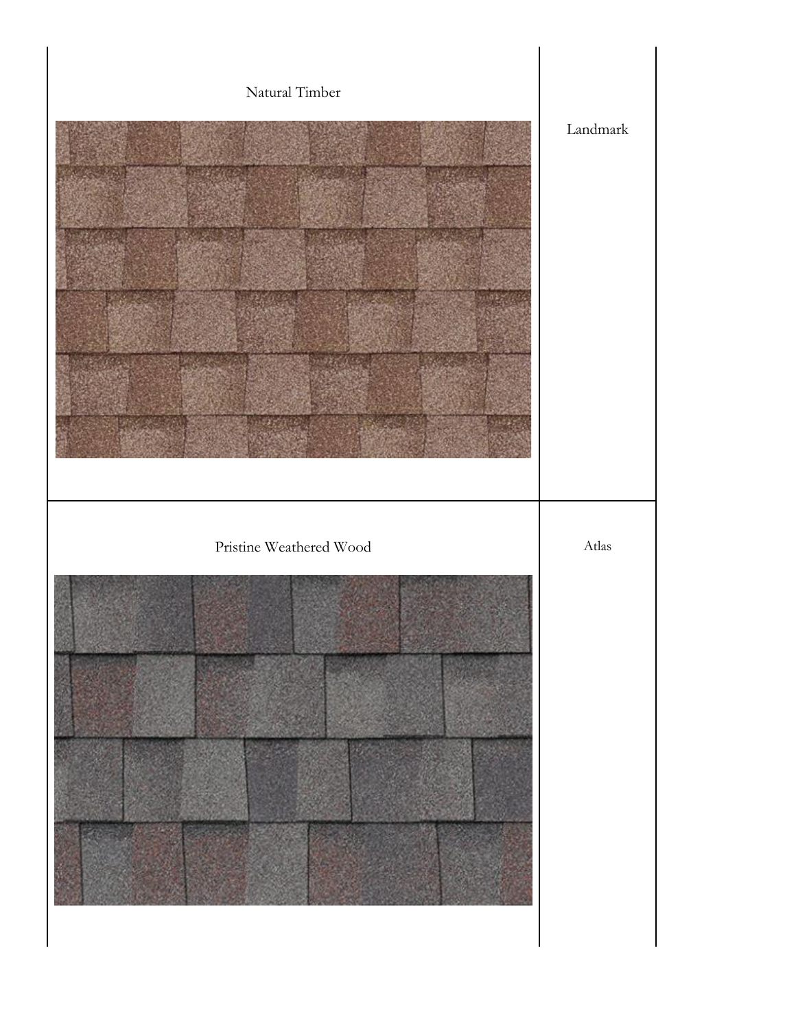| | |
|---|---|
| Natural Timber | Landmark |
| Pristine Weathered Wood | Atlas |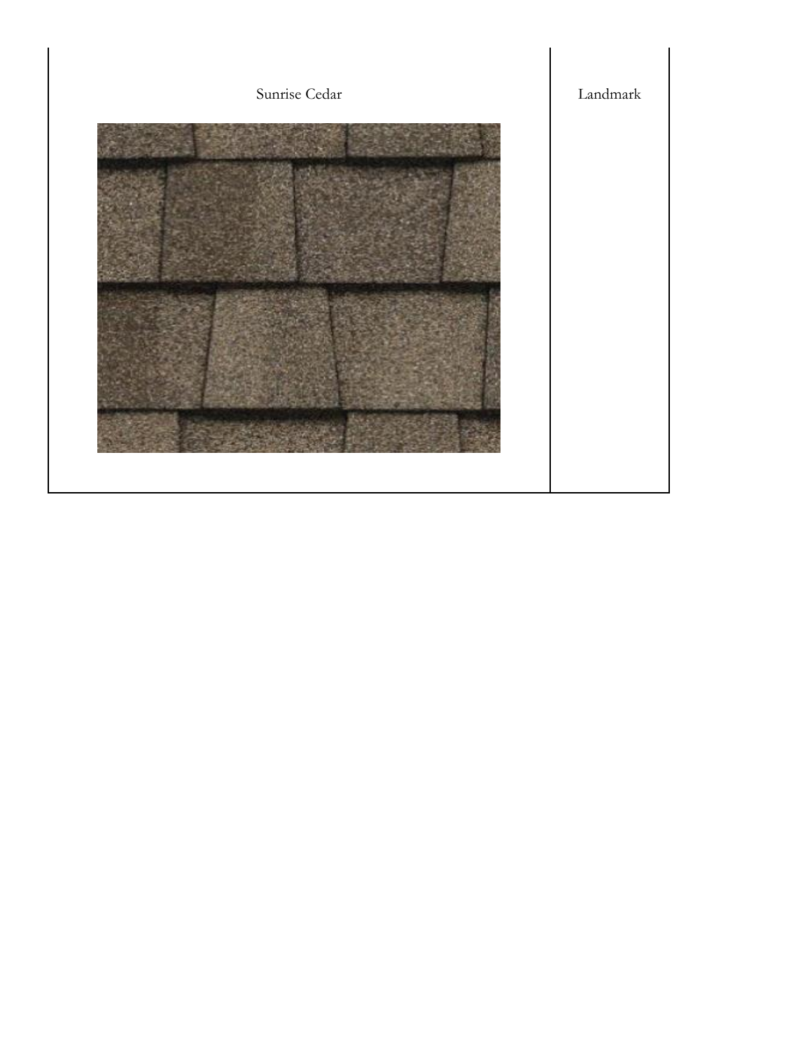| Sunrise Cedar | Landmark |
|---|---|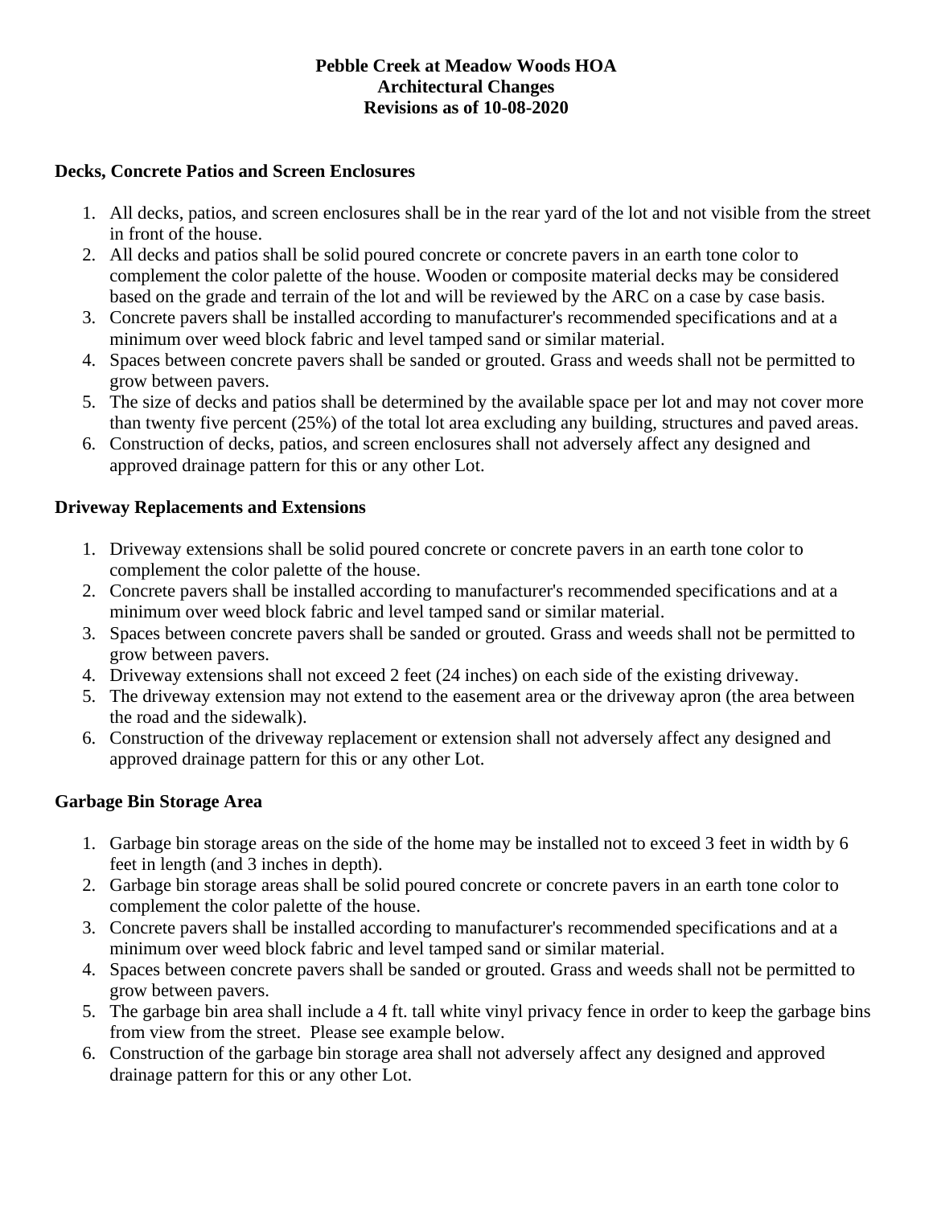**Pebble Creek at Meadow Woods HOA**
**Architectural Changes**
**Revisions as of 10-08-2020**

## Decks, Concrete Patios and Screen Enclosures

1. All decks, patios, and screen enclosures shall be in the rear yard of the lot and not visible from the street in front of the house.
2. All decks and patios shall be solid poured concrete or concrete pavers in an earth tone color to complement the color palette of the house. Wooden or composite material decks may be considered based on the grade and terrain of the lot and will be reviewed by the ARC on a case by case basis.
3. Concrete pavers shall be installed according to manufacturer's recommended specifications and at a minimum over weed block fabric and level tamped sand or similar material.
4. Spaces between concrete pavers shall be sanded or grouted. Grass and weeds shall not be permitted to grow between pavers.
5. The size of decks and patios shall be determined by the available space per lot and may not cover more than twenty five percent (25%) of the total lot area excluding any building, structures and paved areas.
6. Construction of decks, patios, and screen enclosures shall not adversely affect any designed and approved drainage pattern for this or any other Lot.

## Driveway Replacements and Extensions

1. Driveway extensions shall be solid poured concrete or concrete pavers in an earth tone color to complement the color palette of the house.
2. Concrete pavers shall be installed according to manufacturer's recommended specifications and at a minimum over weed block fabric and level tamped sand or similar material.
3. Spaces between concrete pavers shall be sanded or grouted. Grass and weeds shall not be permitted to grow between pavers.
4. Driveway extensions shall not exceed 2 feet (24 inches) on each side of the existing driveway.
5. The driveway extension may not extend to the easement area or the driveway apron (the area between the road and the sidewalk).
6. Construction of the driveway replacement or extension shall not adversely affect any designed and approved drainage pattern for this or any other Lot.

## Garbage Bin Storage Area

1. Garbage bin storage areas on the side of the home may be installed not to exceed 3 feet in width by 6 feet in length (and 3 inches in depth).
2. Garbage bin storage areas shall be solid poured concrete or concrete pavers in an earth tone color to complement the color palette of the house.
3. Concrete pavers shall be installed according to manufacturer's recommended specifications and at a minimum over weed block fabric and level tamped sand or similar material.
4. Spaces between concrete pavers shall be sanded or grouted. Grass and weeds shall not be permitted to grow between pavers.
5. The garbage bin area shall include a 4 ft. tall white vinyl privacy fence in order to keep the garbage bins from view from the street. Please see example below.
6. Construction of the garbage bin storage area shall not adversely affect any designed and approved drainage pattern for this or any other Lot.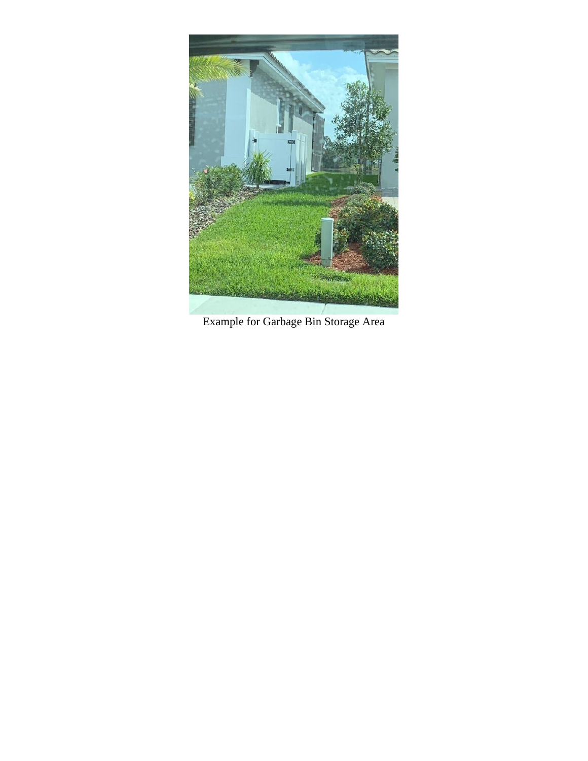Example for Garbage Bin Storage Area